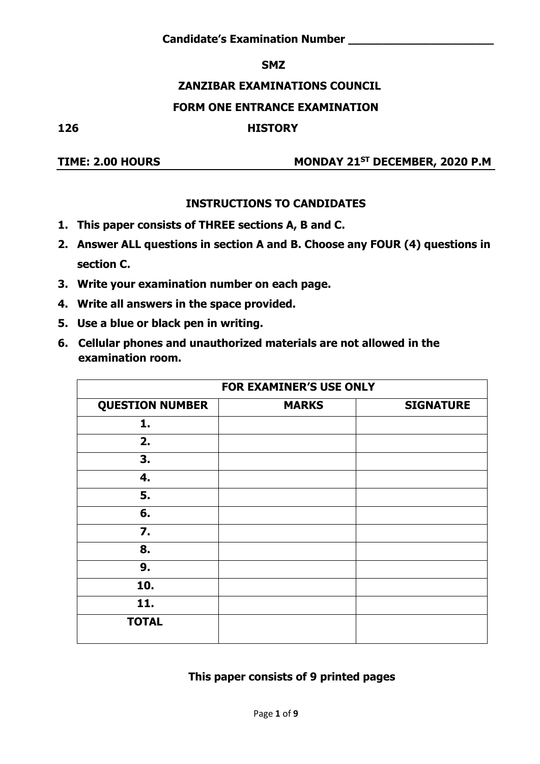**Candidate's Examination Number ______________________**

**SMZ**

**ZANZIBAR EXAMINATIONS COUNCIL**

**FORM ONE ENTRANCE EXAMINATION**

**126** **HISTORY**

**TIME: 2.00 HOURS** **MONDAY 21ST DECEMBER, 2020 P.M**

**INSTRUCTIONS TO CANDIDATES**

1. **This paper consists of THREE sections A, B and C.**
2. **Answer ALL questions in section A and B. Choose any FOUR (4) questions in section C.**
3. **Write your examination number on each page.**
4. **Write all answers in the space provided.**
5. **Use a blue or black pen in writing.**
6. **Cellular phones and unauthorized materials are not allowed in the examination room.**

| FOR EXAMINER'S USE ONLY | | |
|---|---|---|
| **QUESTION NUMBER** | **MARKS** | **SIGNATURE** |
| **1.** | | |
| **2.** | | |
| **3.** | | |
| **4.** | | |
| **5.** | | |
| **6.** | | |
| **7.** | | |
| **8.** | | |
| **9.** | | |
| **10.** | | |
| **11.** | | |
| **TOTAL** | | |

**This paper consists of 9 printed pages**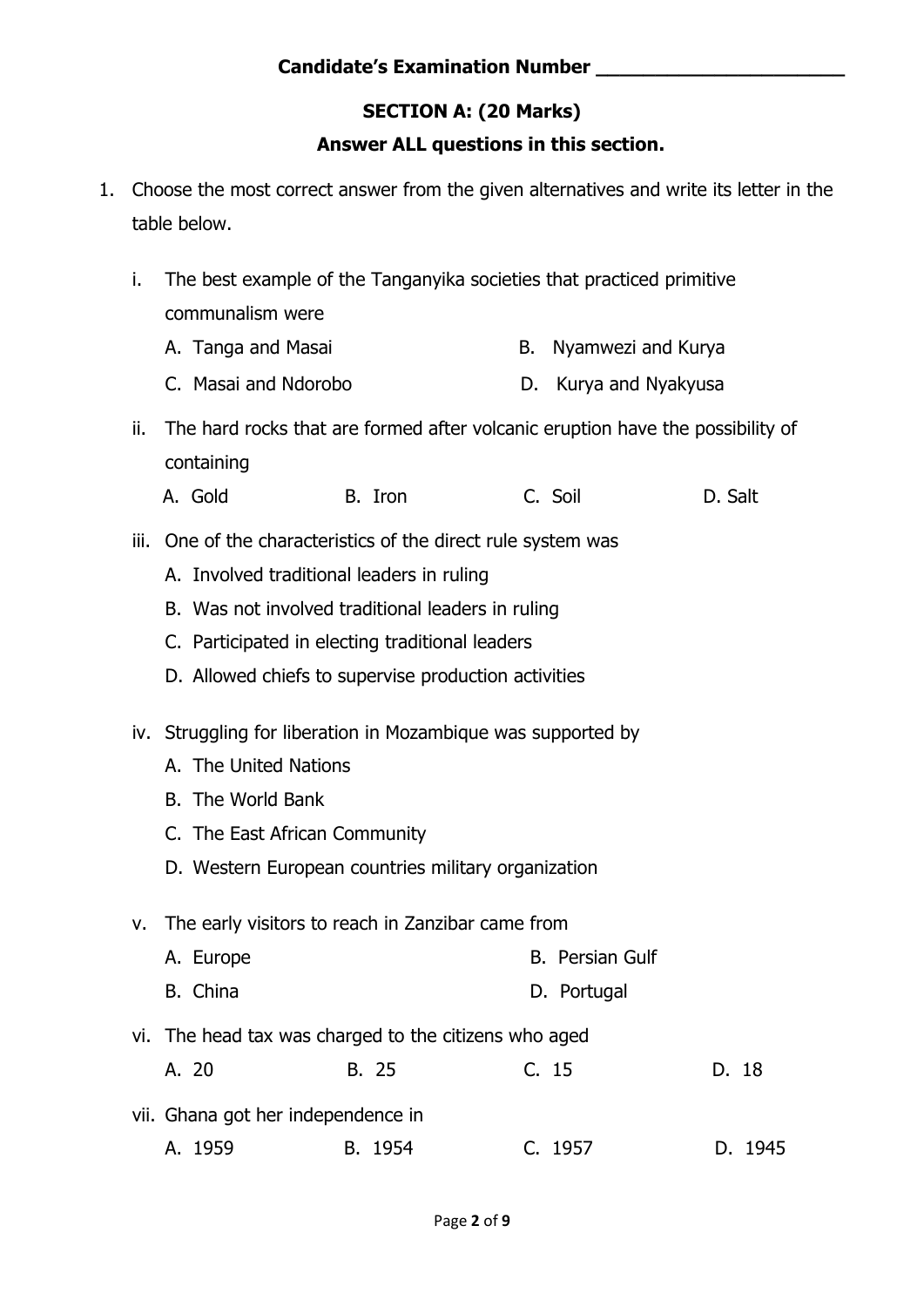**Candidate's Examination Number ______________________**

## SECTION A: (20 Marks)

**Answer ALL questions in this section.**

1. Choose the most correct answer from the given alternatives and write its letter in the table below.

   i. The best example of the Tanganyika societies that practiced primitive communalism were

      A. Tanga and Masai
      B. Nyamwezi and Kurya
      C. Masai and Ndorobo
      D. Kurya and Nyakyusa

   ii. The hard rocks that are formed after volcanic eruption have the possibility of containing

      A. Gold
      B. Iron
      C. Soil
      D. Salt

   iii. One of the characteristics of the direct rule system was

      A. Involved traditional leaders in ruling
      B. Was not involved traditional leaders in ruling
      C. Participated in electing traditional leaders
      D. Allowed chiefs to supervise production activities

   iv. Struggling for liberation in Mozambique was supported by

      A. The United Nations
      B. The World Bank
      C. The East African Community
      D. Western European countries military organization

   v. The early visitors to reach in Zanzibar came from

      A. Europe
      B. Persian Gulf
      B. China
      D. Portugal

   vi. The head tax was charged to the citizens who aged

      A. 20
      B. 25
      C. 15
      D. 18

   vii. Ghana got her independence in

      A. 1959
      B. 1954
      C. 1957
      D. 1945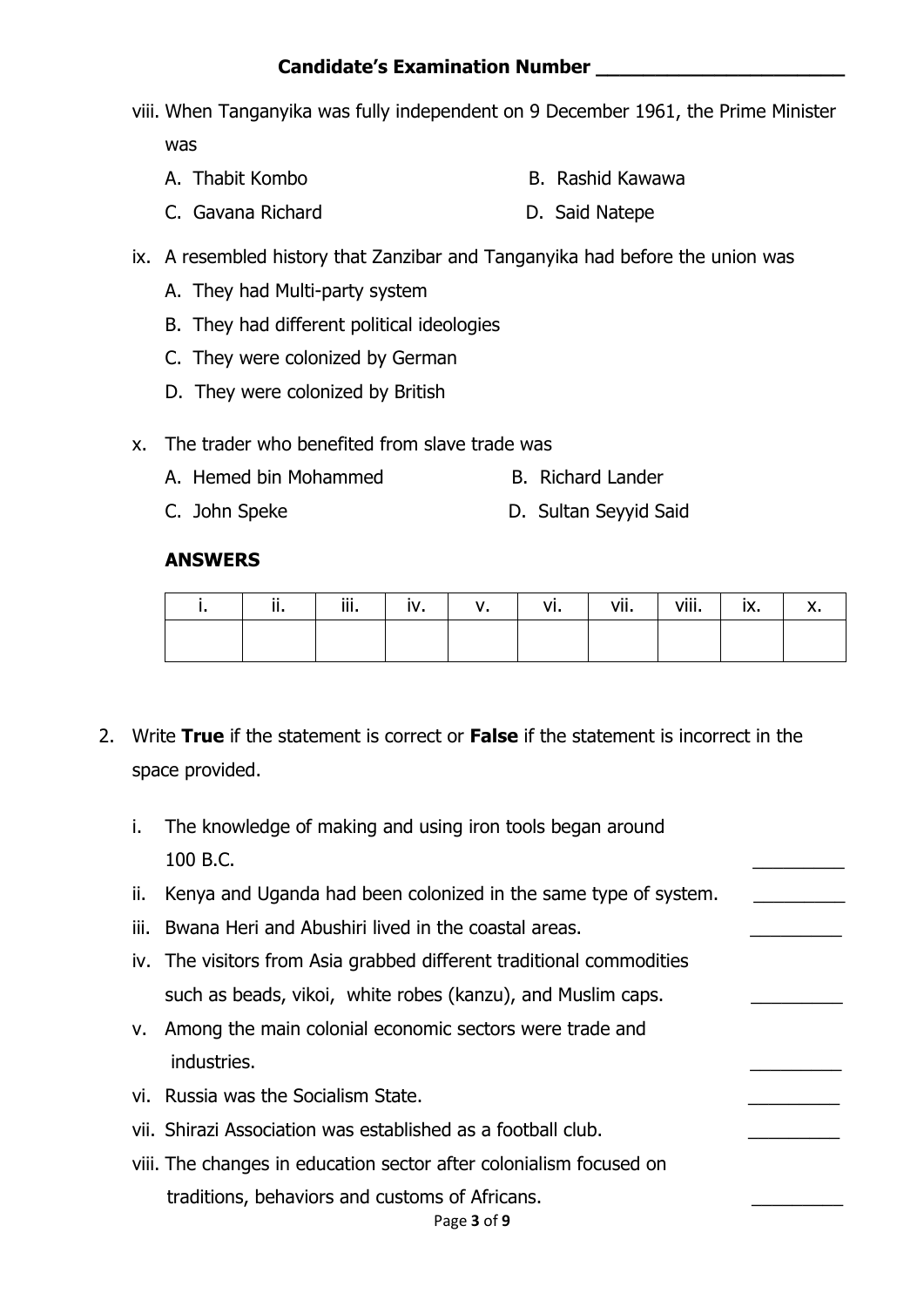**Candidate's Examination Number ______________________**

viii. When Tanganyika was fully independent on 9 December 1961, the Prime Minister was

A. Thabit Kombo
B. Rashid Kawawa
C. Gavana Richard
D. Said Natepe

ix. A resembled history that Zanzibar and Tanganyika had before the union was

A. They had Multi-party system
B. They had different political ideologies
C. They were colonized by German
D. They were colonized by British

x. The trader who benefited from slave trade was

A. Hemed bin Mohammed
B. Richard Lander
C. John Speke
D. Sultan Seyyid Said

**ANSWERS**

| i. | ii. | iii. | iv. | v. | vi. | vii. | viii. | ix. | x. |
|---|---|---|---|---|---|---|---|---|---|
| | | | | | | | | | |

2. Write **True** if the statement is correct or **False** if the statement is incorrect in the space provided.

i. The knowledge of making and using iron tools began around 100 B.C. _________

ii. Kenya and Uganda had been colonized in the same type of system. _________

iii. Bwana Heri and Abushiri lived in the coastal areas. _________

iv. The visitors from Asia grabbed different traditional commodities such as beads, vikoi, white robes (kanzu), and Muslim caps. _________

v. Among the main colonial economic sectors were trade and industries. _________

vi. Russia was the Socialism State. _________

vii. Shirazi Association was established as a football club. _________

viii. The changes in education sector after colonialism focused on traditions, behaviors and customs of Africans. _________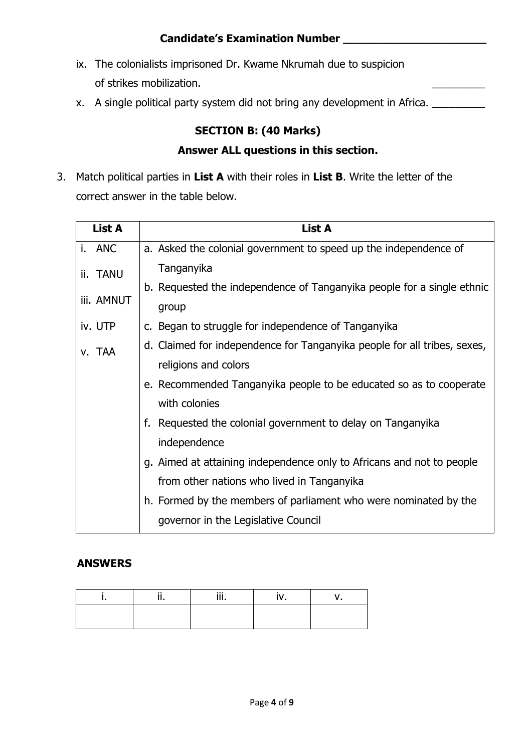**Candidate's Examination Number ______________________**

ix. The colonialists imprisoned Dr. Kwame Nkrumah due to suspicion of strikes mobilization. _________

x. A single political party system did not bring any development in Africa. _________

## SECTION B: (40 Marks)

**Answer ALL questions in this section.**

3. Match political parties in **List A** with their roles in **List B**. Write the letter of the correct answer in the table below.

| List A | List A |
|---|---|
| i. ANC<br>ii. TANU<br>iii. AMNUT<br>iv. UTP<br>v. TAA | a. Asked the colonial government to speed up the independence of Tanganyika<br>b. Requested the independence of Tanganyika people for a single ethnic group<br>c. Began to struggle for independence of Tanganyika<br>d. Claimed for independence for Tanganyika people for all tribes, sexes, religions and colors<br>e. Recommended Tanganyika people to be educated so as to cooperate with colonies<br>f. Requested the colonial government to delay on Tanganyika independence<br>g. Aimed at attaining independence only to Africans and not to people from other nations who lived in Tanganyika<br>h. Formed by the members of parliament who were nominated by the governor in the Legislative Council |

**ANSWERS**

| i. | ii. | iii. | iv. | v. |
|---|---|---|---|---|
| | | | | |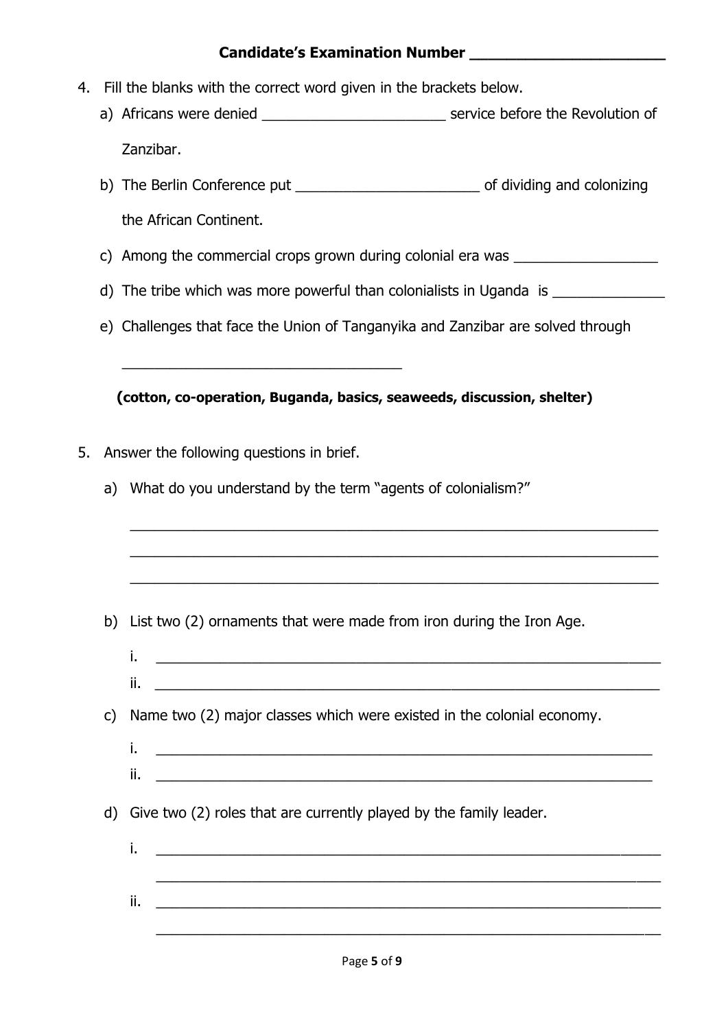**Candidate's Examination Number ______________________**

4. Fill the blanks with the correct word given in the brackets below.

   a) Africans were denied _______________________ service before the Revolution of Zanzibar.

   b) The Berlin Conference put _______________________ of dividing and colonizing the African Continent.

   c) Among the commercial crops grown during colonial era was __________________

   d) The tribe which was more powerful than colonialists in Uganda is ______________

   e) Challenges that face the Union of Tanganyika and Zanzibar are solved through

   ___________________________________

   **(cotton, co-operation, Buganda, basics, seaweeds, discussion, shelter)**

5. Answer the following questions in brief.

   a) What do you understand by the term "agents of colonialism?"

   _________________________________________________________________

   _________________________________________________________________

   _________________________________________________________________

   b) List two (2) ornaments that were made from iron during the Iron Age.

   i. _________________________________________________________________

   ii. _________________________________________________________________

   c) Name two (2) major classes which were existed in the colonial economy.

   i. _________________________________________________________________

   ii. _________________________________________________________________

   d) Give two (2) roles that are currently played by the family leader.

   i. _________________________________________________________________

   _________________________________________________________________

   ii. _________________________________________________________________

   _________________________________________________________________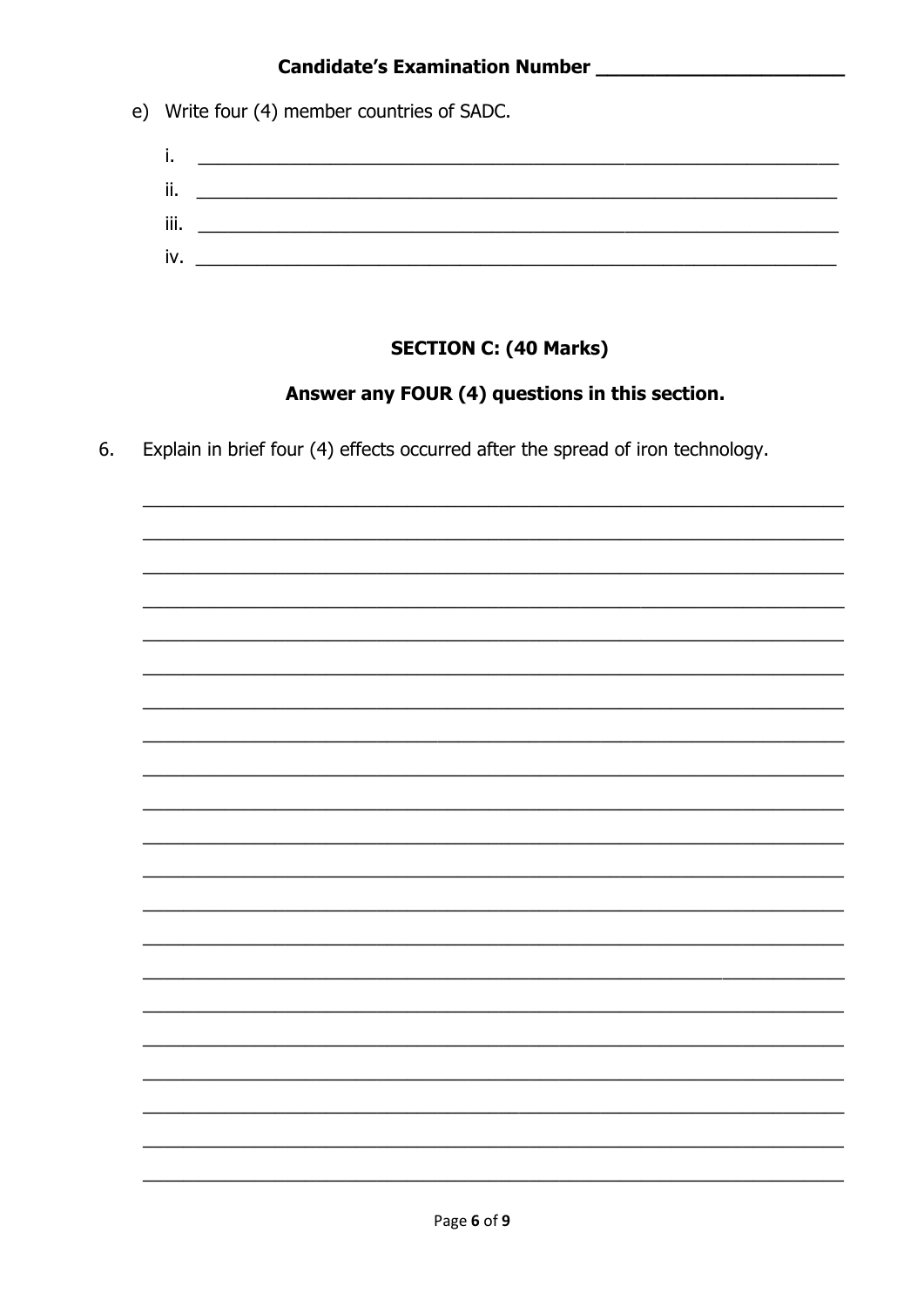**Candidate's Examination Number \_\_\_\_\_\_\_\_\_\_\_\_\_\_\_\_\_\_\_\_\_\_**

e) Write four (4) member countries of SADC.

i. \_\_\_\_\_\_\_\_\_\_\_\_\_\_\_\_\_\_\_\_\_\_\_\_\_\_\_\_\_\_\_\_\_\_\_\_\_\_\_\_\_\_\_\_\_\_\_\_\_\_\_\_\_\_\_\_\_\_\_\_

ii. \_\_\_\_\_\_\_\_\_\_\_\_\_\_\_\_\_\_\_\_\_\_\_\_\_\_\_\_\_\_\_\_\_\_\_\_\_\_\_\_\_\_\_\_\_\_\_\_\_\_\_\_\_\_\_\_\_\_\_\_

iii. \_\_\_\_\_\_\_\_\_\_\_\_\_\_\_\_\_\_\_\_\_\_\_\_\_\_\_\_\_\_\_\_\_\_\_\_\_\_\_\_\_\_\_\_\_\_\_\_\_\_\_\_\_\_\_\_\_\_\_\_

iv. \_\_\_\_\_\_\_\_\_\_\_\_\_\_\_\_\_\_\_\_\_\_\_\_\_\_\_\_\_\_\_\_\_\_\_\_\_\_\_\_\_\_\_\_\_\_\_\_\_\_\_\_\_\_\_\_\_\_\_\_

## SECTION C: (40 Marks)

### Answer any FOUR (4) questions in this section.

6. Explain in brief four (4) effects occurred after the spread of iron technology.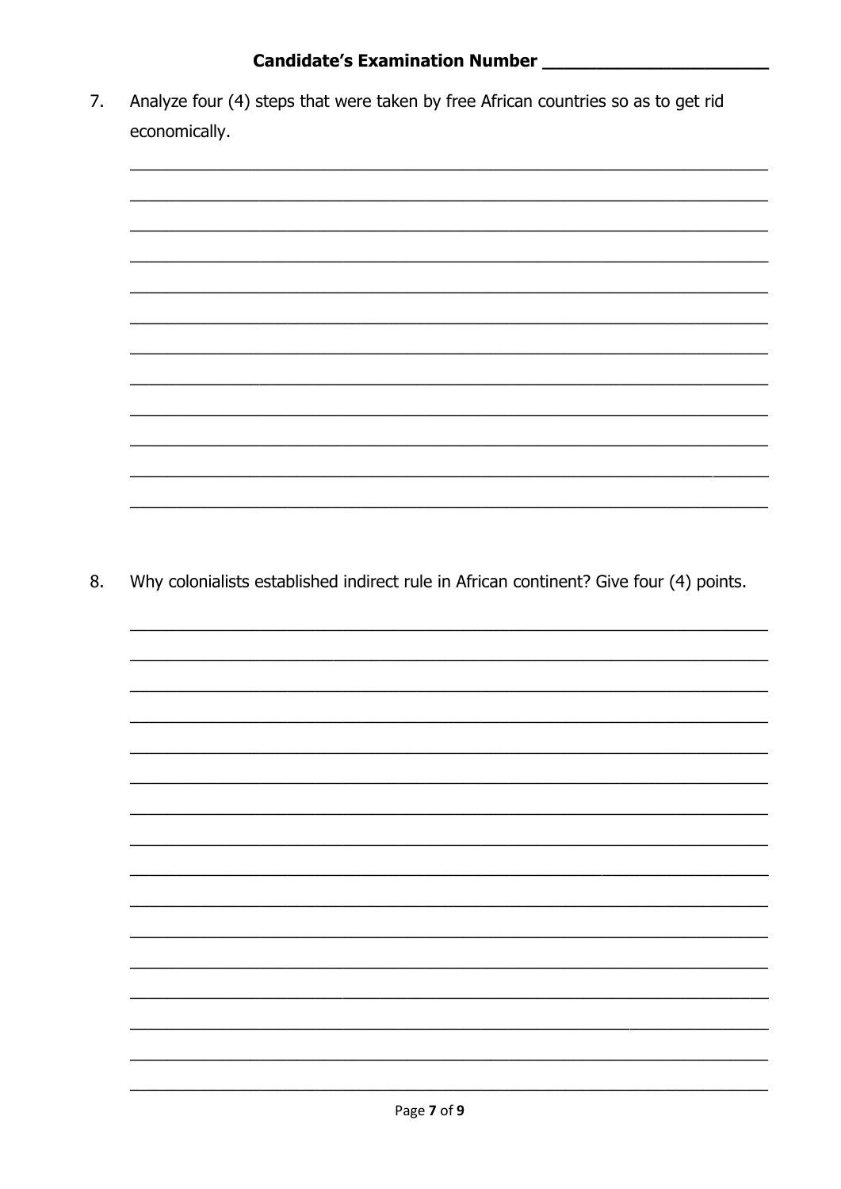**Candidate's Examination Number ______________________**

7. Analyze four (4) steps that were taken by free African countries so as to get rid economically.

______________________________________________________________________

______________________________________________________________________

______________________________________________________________________

______________________________________________________________________

______________________________________________________________________

______________________________________________________________________

______________________________________________________________________

______________________________________________________________________

______________________________________________________________________

______________________________________________________________________

______________________________________________________________________

______________________________________________________________________

8. Why colonialists established indirect rule in African continent? Give four (4) points.

______________________________________________________________________

______________________________________________________________________

______________________________________________________________________

______________________________________________________________________

______________________________________________________________________

______________________________________________________________________

______________________________________________________________________

______________________________________________________________________

______________________________________________________________________

______________________________________________________________________

______________________________________________________________________

______________________________________________________________________

______________________________________________________________________

______________________________________________________________________

______________________________________________________________________

______________________________________________________________________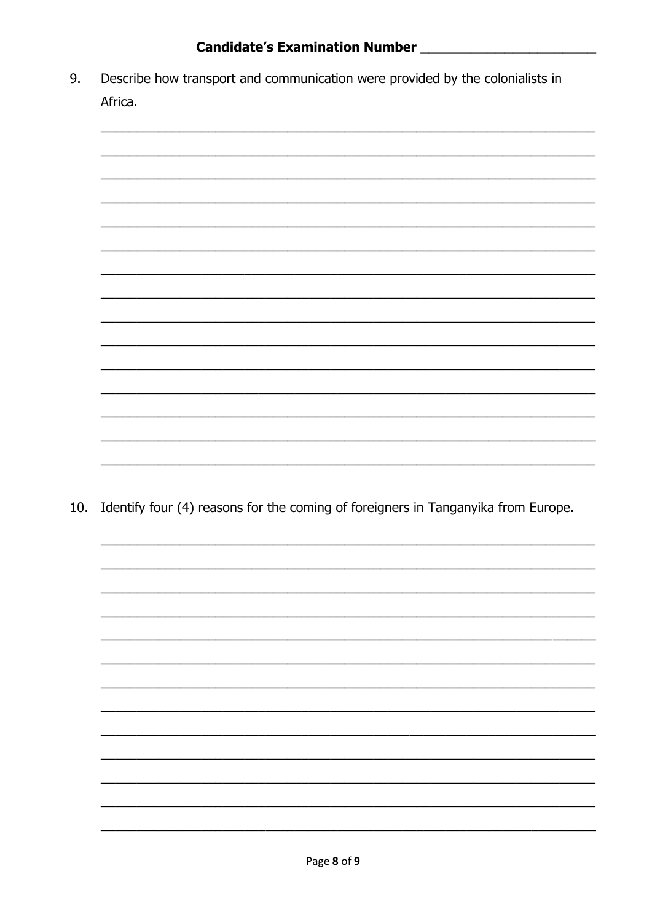**Candidate's Examination Number ______________________**

9. Describe how transport and communication were provided by the colonialists in Africa.

______________________________________________________________________
______________________________________________________________________
______________________________________________________________________
______________________________________________________________________
______________________________________________________________________
______________________________________________________________________
______________________________________________________________________
______________________________________________________________________
______________________________________________________________________
______________________________________________________________________
______________________________________________________________________
______________________________________________________________________
______________________________________________________________________
______________________________________________________________________
______________________________________________________________________

10. Identify four (4) reasons for the coming of foreigners in Tanganyika from Europe.

______________________________________________________________________
______________________________________________________________________
______________________________________________________________________
______________________________________________________________________
______________________________________________________________________
______________________________________________________________________
______________________________________________________________________
______________________________________________________________________
______________________________________________________________________
______________________________________________________________________
______________________________________________________________________
______________________________________________________________________
______________________________________________________________________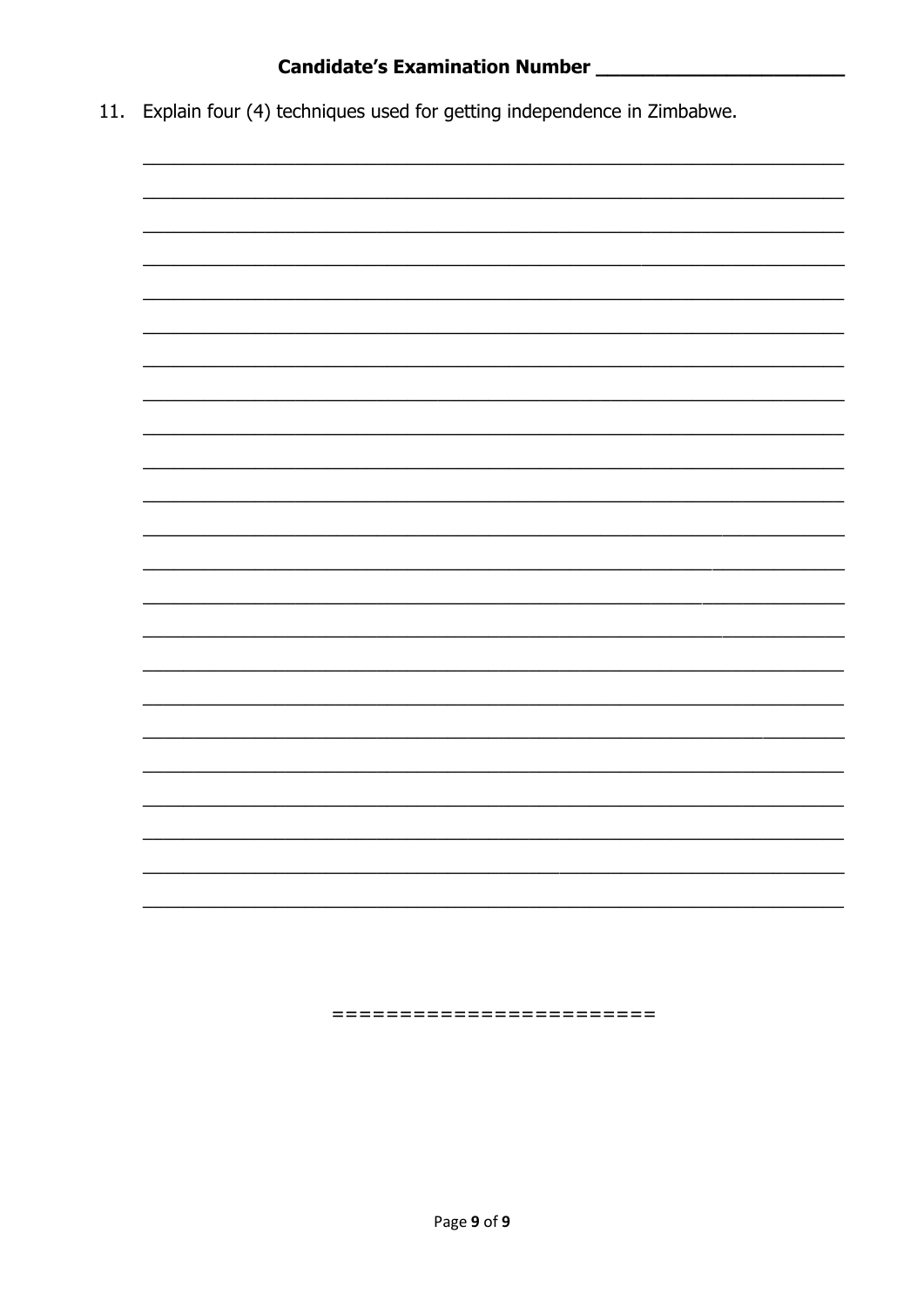**Candidate's Examination Number \_\_\_\_\_\_\_\_\_\_\_\_\_\_\_\_\_\_\_\_\_\_**

11. Explain four (4) techniques used for getting independence in Zimbabwe.

\_\_\_\_\_\_\_\_\_\_\_\_\_\_\_\_\_\_\_\_\_\_\_\_\_\_\_\_\_\_\_\_\_\_\_\_\_\_\_\_\_\_\_\_\_\_\_\_\_\_\_\_\_\_\_\_\_\_\_\_\_\_\_\_

\_\_\_\_\_\_\_\_\_\_\_\_\_\_\_\_\_\_\_\_\_\_\_\_\_\_\_\_\_\_\_\_\_\_\_\_\_\_\_\_\_\_\_\_\_\_\_\_\_\_\_\_\_\_\_\_\_\_\_\_\_\_\_\_

\_\_\_\_\_\_\_\_\_\_\_\_\_\_\_\_\_\_\_\_\_\_\_\_\_\_\_\_\_\_\_\_\_\_\_\_\_\_\_\_\_\_\_\_\_\_\_\_\_\_\_\_\_\_\_\_\_\_\_\_\_\_\_\_

\_\_\_\_\_\_\_\_\_\_\_\_\_\_\_\_\_\_\_\_\_\_\_\_\_\_\_\_\_\_\_\_\_\_\_\_\_\_\_\_\_\_\_\_\_\_\_\_\_\_\_\_\_\_\_\_\_\_\_\_\_\_\_\_

\_\_\_\_\_\_\_\_\_\_\_\_\_\_\_\_\_\_\_\_\_\_\_\_\_\_\_\_\_\_\_\_\_\_\_\_\_\_\_\_\_\_\_\_\_\_\_\_\_\_\_\_\_\_\_\_\_\_\_\_\_\_\_\_

\_\_\_\_\_\_\_\_\_\_\_\_\_\_\_\_\_\_\_\_\_\_\_\_\_\_\_\_\_\_\_\_\_\_\_\_\_\_\_\_\_\_\_\_\_\_\_\_\_\_\_\_\_\_\_\_\_\_\_\_\_\_\_\_

\_\_\_\_\_\_\_\_\_\_\_\_\_\_\_\_\_\_\_\_\_\_\_\_\_\_\_\_\_\_\_\_\_\_\_\_\_\_\_\_\_\_\_\_\_\_\_\_\_\_\_\_\_\_\_\_\_\_\_\_\_\_\_\_

\_\_\_\_\_\_\_\_\_\_\_\_\_\_\_\_\_\_\_\_\_\_\_\_\_\_\_\_\_\_\_\_\_\_\_\_\_\_\_\_\_\_\_\_\_\_\_\_\_\_\_\_\_\_\_\_\_\_\_\_\_\_\_\_

\_\_\_\_\_\_\_\_\_\_\_\_\_\_\_\_\_\_\_\_\_\_\_\_\_\_\_\_\_\_\_\_\_\_\_\_\_\_\_\_\_\_\_\_\_\_\_\_\_\_\_\_\_\_\_\_\_\_\_\_\_\_\_\_

\_\_\_\_\_\_\_\_\_\_\_\_\_\_\_\_\_\_\_\_\_\_\_\_\_\_\_\_\_\_\_\_\_\_\_\_\_\_\_\_\_\_\_\_\_\_\_\_\_\_\_\_\_\_\_\_\_\_\_\_\_\_\_\_

\_\_\_\_\_\_\_\_\_\_\_\_\_\_\_\_\_\_\_\_\_\_\_\_\_\_\_\_\_\_\_\_\_\_\_\_\_\_\_\_\_\_\_\_\_\_\_\_\_\_\_\_\_\_\_\_\_\_\_\_\_\_\_\_

\_\_\_\_\_\_\_\_\_\_\_\_\_\_\_\_\_\_\_\_\_\_\_\_\_\_\_\_\_\_\_\_\_\_\_\_\_\_\_\_\_\_\_\_\_\_\_\_\_\_\_\_\_\_\_\_\_\_\_\_\_\_\_\_

\_\_\_\_\_\_\_\_\_\_\_\_\_\_\_\_\_\_\_\_\_\_\_\_\_\_\_\_\_\_\_\_\_\_\_\_\_\_\_\_\_\_\_\_\_\_\_\_\_\_\_\_\_\_\_\_\_\_\_\_\_\_\_\_

\_\_\_\_\_\_\_\_\_\_\_\_\_\_\_\_\_\_\_\_\_\_\_\_\_\_\_\_\_\_\_\_\_\_\_\_\_\_\_\_\_\_\_\_\_\_\_\_\_\_\_\_\_\_\_\_\_\_\_\_\_\_\_\_

\_\_\_\_\_\_\_\_\_\_\_\_\_\_\_\_\_\_\_\_\_\_\_\_\_\_\_\_\_\_\_\_\_\_\_\_\_\_\_\_\_\_\_\_\_\_\_\_\_\_\_\_\_\_\_\_\_\_\_\_\_\_\_\_

\_\_\_\_\_\_\_\_\_\_\_\_\_\_\_\_\_\_\_\_\_\_\_\_\_\_\_\_\_\_\_\_\_\_\_\_\_\_\_\_\_\_\_\_\_\_\_\_\_\_\_\_\_\_\_\_\_\_\_\_\_\_\_\_

\_\_\_\_\_\_\_\_\_\_\_\_\_\_\_\_\_\_\_\_\_\_\_\_\_\_\_\_\_\_\_\_\_\_\_\_\_\_\_\_\_\_\_\_\_\_\_\_\_\_\_\_\_\_\_\_\_\_\_\_\_\_\_\_

\_\_\_\_\_\_\_\_\_\_\_\_\_\_\_\_\_\_\_\_\_\_\_\_\_\_\_\_\_\_\_\_\_\_\_\_\_\_\_\_\_\_\_\_\_\_\_\_\_\_\_\_\_\_\_\_\_\_\_\_\_\_\_\_

\_\_\_\_\_\_\_\_\_\_\_\_\_\_\_\_\_\_\_\_\_\_\_\_\_\_\_\_\_\_\_\_\_\_\_\_\_\_\_\_\_\_\_\_\_\_\_\_\_\_\_\_\_\_\_\_\_\_\_\_\_\_\_\_

\_\_\_\_\_\_\_\_\_\_\_\_\_\_\_\_\_\_\_\_\_\_\_\_\_\_\_\_\_\_\_\_\_\_\_\_\_\_\_\_\_\_\_\_\_\_\_\_\_\_\_\_\_\_\_\_\_\_\_\_\_\_\_\_

\_\_\_\_\_\_\_\_\_\_\_\_\_\_\_\_\_\_\_\_\_\_\_\_\_\_\_\_\_\_\_\_\_\_\_\_\_\_\_\_\_\_\_\_\_\_\_\_\_\_\_\_\_\_\_\_\_\_\_\_\_\_\_\_

\_\_\_\_\_\_\_\_\_\_\_\_\_\_\_\_\_\_\_\_\_\_\_\_\_\_\_\_\_\_\_\_\_\_\_\_\_\_\_\_\_\_\_\_\_\_\_\_\_\_\_\_\_\_\_\_\_\_\_\_\_\_\_\_

\_\_\_\_\_\_\_\_\_\_\_\_\_\_\_\_\_\_\_\_\_\_\_\_\_\_\_\_\_\_\_\_\_\_\_\_\_\_\_\_\_\_\_\_\_\_\_\_\_\_\_\_\_\_\_\_\_\_\_\_\_\_\_\_

\_\_\_\_\_\_\_\_\_\_\_\_\_\_\_\_\_\_\_\_\_\_\_\_\_\_\_\_\_\_\_\_\_\_\_\_\_\_\_\_\_\_\_\_\_\_\_\_\_\_\_\_\_\_\_\_\_\_\_\_\_\_\_\_

=======================